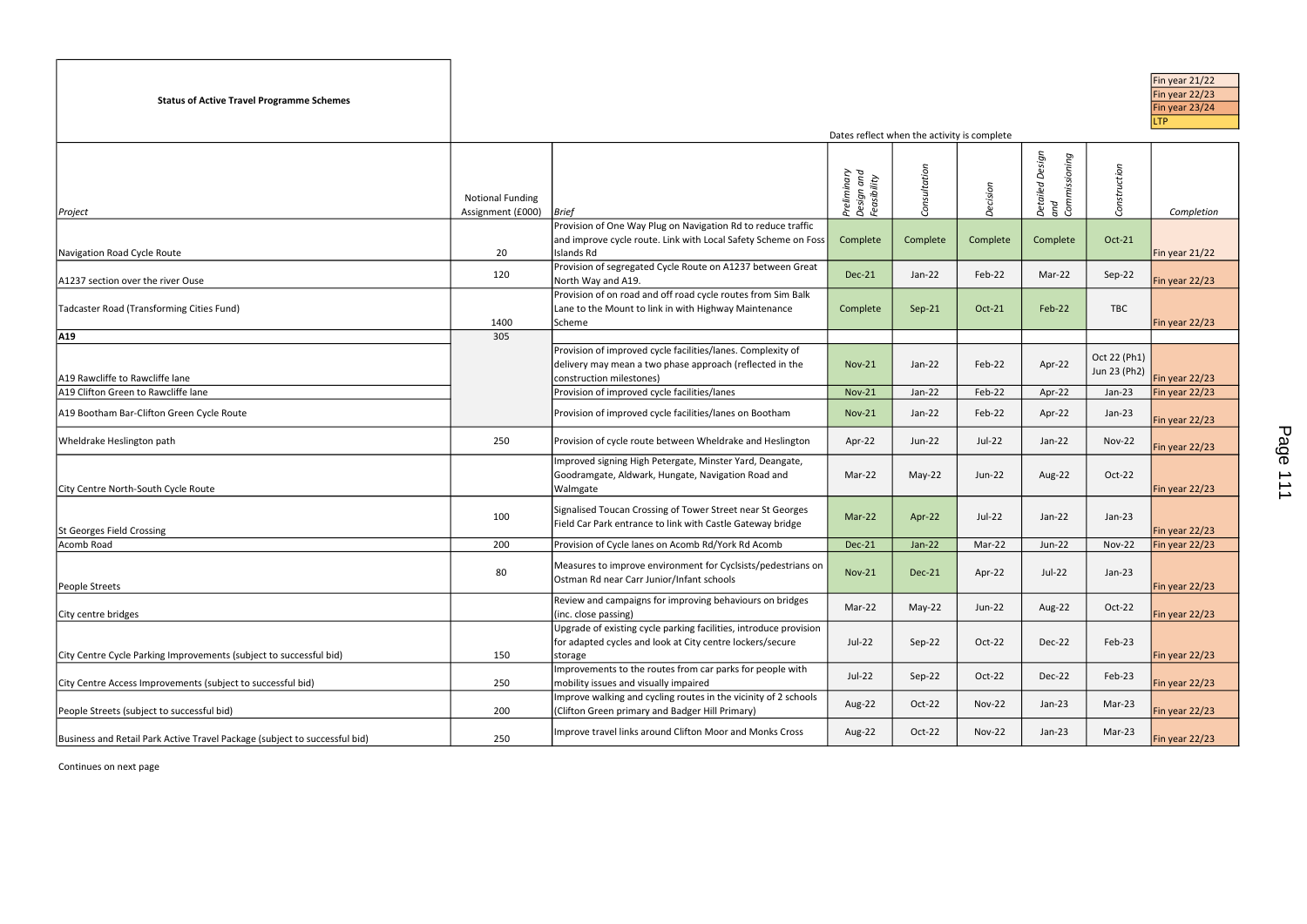**Status of Active Travel Programme Schemes**

Fin year 21/22
Fin year 22/23
Fin year 23/24
LTP

Dates reflect when the activity is complete

| *Project* | Notional Funding Assignment (£000) | *Brief* | *Preliminary Design and Feasibility* | *Consultation* | *Decision* | *Detailed Design and Commissioning* | *Construction* | *Completion* |
|---|---|---|---|---|---|---|---|---|
| Navigation Road Cycle Route | 20 | Provision of One Way Plug on Navigation Rd to reduce traffic and improve cycle route. Link with Local Safety Scheme on Foss Islands Rd | Complete | Complete | Complete | Complete | Oct-21 | Fin year 21/22 |
| A1237 section over the river Ouse | 120 | Provision of segregated Cycle Route on A1237 between Great North Way and A19. | Dec-21 | Jan-22 | Feb-22 | Mar-22 | Sep-22 | Fin year 22/23 |
| Tadcaster Road (Transforming Cities Fund) | 1400 | Provision of on road and off road cycle routes from Sim Balk Lane to the Mount to link in with Highway Maintenance Scheme | Complete | Sep-21 | Oct-21 | Feb-22 | TBC | Fin year 22/23 |
| **A19** | 305 | | | | | | | |
| A19 Rawcliffe to Rawcliffe lane | | Provision of improved cycle facilities/lanes. Complexity of delivery may mean a two phase approach (reflected in the construction milestones) | Nov-21 | Jan-22 | Feb-22 | Apr-22 | Oct 22 (Ph1) Jun 23 (Ph2) | Fin year 22/23 |
| A19 Clifton Green to Rawcliffe lane | | Provision of improved cycle facilities/lanes | Nov-21 | Jan-22 | Feb-22 | Apr-22 | Jan-23 | Fin year 22/23 |
| A19 Bootham Bar-Clifton Green Cycle Route | | Provision of improved cycle facilities/lanes on Bootham | Nov-21 | Jan-22 | Feb-22 | Apr-22 | Jan-23 | Fin year 22/23 |
| Wheldrake Heslington path | 250 | Provision of cycle route between Wheldrake and Heslington | Apr-22 | Jun-22 | Jul-22 | Jan-22 | Nov-22 | Fin year 22/23 |
| City Centre North-South Cycle Route | | Improved signing High Petergate, Minster Yard, Deangate, Goodramgate, Aldwark, Hungate, Navigation Road and Walmgate | Mar-22 | May-22 | Jun-22 | Aug-22 | Oct-22 | Fin year 22/23 |
| St Georges Field Crossing | 100 | Signalised Toucan Crossing of Tower Street near St Georges Field Car Park entrance to link with Castle Gateway bridge | Mar-22 | Apr-22 | Jul-22 | Jan-22 | Jan-23 | Fin year 22/23 |
| Acomb Road | 200 | Provision of Cycle lanes on Acomb Rd/York Rd Acomb | Dec-21 | Jan-22 | Mar-22 | Jun-22 | Nov-22 | Fin year 22/23 |
| People Streets | 80 | Measures to improve environment for Cyclsists/pedestrians on Ostman Rd near Carr Junior/Infant schools | Nov-21 | Dec-21 | Apr-22 | Jul-22 | Jan-23 | Fin year 22/23 |
| City centre bridges | | Review and campaigns for improving behaviours on bridges (inc. close passing) | Mar-22 | May-22 | Jun-22 | Aug-22 | Oct-22 | Fin year 22/23 |
| City Centre Cycle Parking Improvements (subject to successful bid) | 150 | Upgrade of existing cycle parking facilities, introduce provision for adapted cycles and look at City centre lockers/secure storage | Jul-22 | Sep-22 | Oct-22 | Dec-22 | Feb-23 | Fin year 22/23 |
| City Centre Access Improvements (subject to successful bid) | 250 | Improvements to the routes from car parks for people with mobility issues and visually impaired | Jul-22 | Sep-22 | Oct-22 | Dec-22 | Feb-23 | Fin year 22/23 |
| People Streets (subject to successful bid) | 200 | Improve walking and cycling routes in the vicinity of 2 schools (Clifton Green primary and Badger Hill Primary) | Aug-22 | Oct-22 | Nov-22 | Jan-23 | Mar-23 | Fin year 22/23 |
| Business and Retail Park Active Travel Package (subject to successful bid) | 250 | Improve travel links around Clifton Moor and Monks Cross | Aug-22 | Oct-22 | Nov-22 | Jan-23 | Mar-23 | Fin year 22/23 |

Continues on next page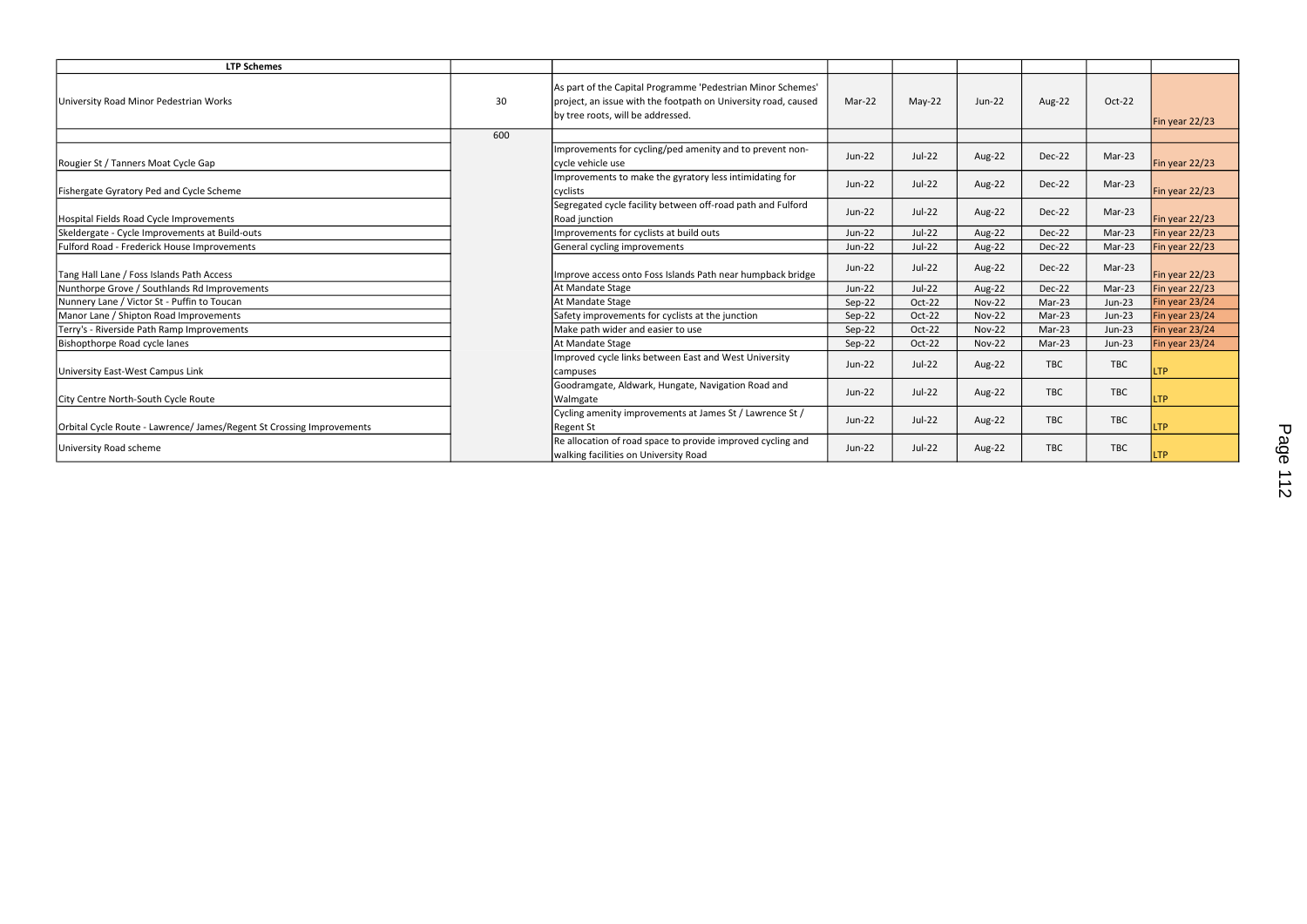| LTP Schemes | | | | | | | | |
|---|---|---|---|---|---|---|---|---|
| University Road Minor Pedestrian Works | 30 | As part of the Capital Programme 'Pedestrian Minor Schemes' project, an issue with the footpath on University road, caused by tree roots, will be addressed. | Mar-22 | May-22 | Jun-22 | Aug-22 | Oct-22 | Fin year 22/23 |
| | 600 | | | | | | | |
| Rougier St / Tanners Moat Cycle Gap | | Improvements for cycling/ped amenity and to prevent non-cycle vehicle use | Jun-22 | Jul-22 | Aug-22 | Dec-22 | Mar-23 | Fin year 22/23 |
| Fishergate Gyratory Ped and Cycle Scheme | | Improvements to make the gyratory less intimidating for cyclists | Jun-22 | Jul-22 | Aug-22 | Dec-22 | Mar-23 | Fin year 22/23 |
| Hospital Fields Road Cycle Improvements | | Segregated cycle facility between off-road path and Fulford Road junction | Jun-22 | Jul-22 | Aug-22 | Dec-22 | Mar-23 | Fin year 22/23 |
| Skeldergate - Cycle Improvements at Build-outs | | Improvements for cyclists at build outs | Jun-22 | Jul-22 | Aug-22 | Dec-22 | Mar-23 | Fin year 22/23 |
| Fulford Road - Frederick House Improvements | | General cycling improvements | Jun-22 | Jul-22 | Aug-22 | Dec-22 | Mar-23 | Fin year 22/23 |
| Tang Hall Lane / Foss Islands Path Access | | Improve access onto Foss Islands Path near humpback bridge | Jun-22 | Jul-22 | Aug-22 | Dec-22 | Mar-23 | Fin year 22/23 |
| Nunthorpe Grove / Southlands Rd Improvements | | At Mandate Stage | Jun-22 | Jul-22 | Aug-22 | Dec-22 | Mar-23 | Fin year 22/23 |
| Nunnery Lane / Victor St - Puffin to Toucan | | At Mandate Stage | Sep-22 | Oct-22 | Nov-22 | Mar-23 | Jun-23 | Fin year 23/24 |
| Manor Lane / Shipton Road Improvements | | Safety improvements for cyclists at the junction | Sep-22 | Oct-22 | Nov-22 | Mar-23 | Jun-23 | Fin year 23/24 |
| Terry's - Riverside Path Ramp Improvements | | Make path wider and easier to use | Sep-22 | Oct-22 | Nov-22 | Mar-23 | Jun-23 | Fin year 23/24 |
| Bishopthorpe Road cycle lanes | | At Mandate Stage | Sep-22 | Oct-22 | Nov-22 | Mar-23 | Jun-23 | Fin year 23/24 |
| University East-West Campus Link | | Improved cycle links between East and West University campuses | Jun-22 | Jul-22 | Aug-22 | TBC | TBC | LTP |
| City Centre North-South Cycle Route | | Goodramgate, Aldwark, Hungate, Navigation Road and Walmgate | Jun-22 | Jul-22 | Aug-22 | TBC | TBC | LTP |
| Orbital Cycle Route - Lawrence/ James/Regent St Crossing Improvements | | Cycling amenity improvements at James St / Lawrence St / Regent St | Jun-22 | Jul-22 | Aug-22 | TBC | TBC | LTP |
| University Road scheme | | Re allocation of road space to provide improved cycling and walking facilities on University Road | Jun-22 | Jul-22 | Aug-22 | TBC | TBC | LTP |